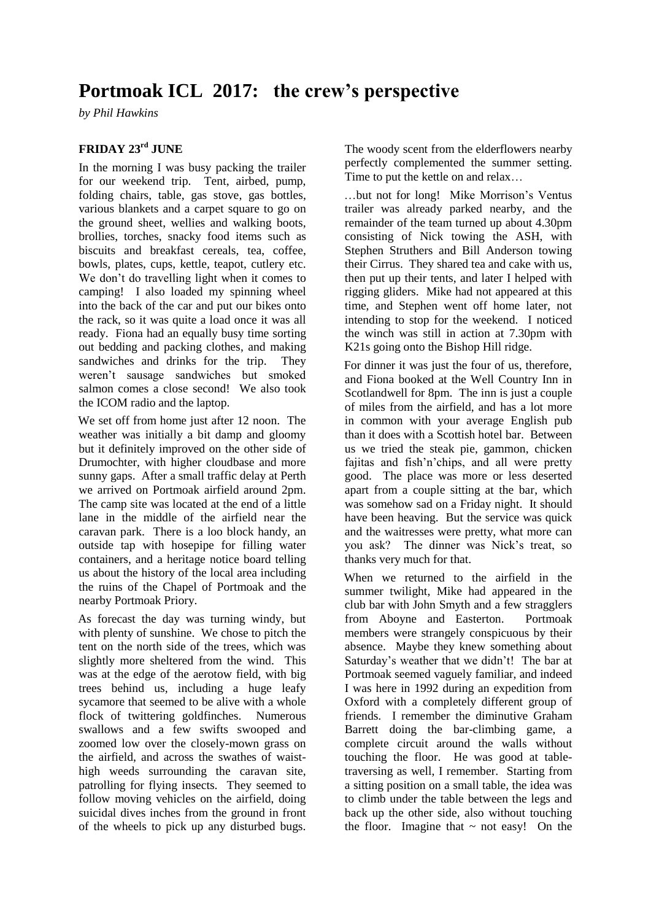# Portmoak ICL 2017: the crew's perspective

*by Phil Hawkins*

## FRIDAY 23rd JUNE

In the morning I was busy packing the trailer for our weekend trip. Tent, airbed, pump, folding chairs, table, gas stove, gas bottles, various blankets and a carpet square to go on the ground sheet, wellies and walking boots, brollies, torches, snacky food items such as biscuits and breakfast cereals, tea, coffee, bowls, plates, cups, kettle, teapot, cutlery etc. We don't do travelling light when it comes to camping! I also loaded my spinning wheel into the back of the car and put our bikes onto the rack, so it was quite a load once it was all ready. Fiona had an equally busy time sorting out bedding and packing clothes, and making sandwiches and drinks for the trip. They weren't sausage sandwiches but smoked salmon comes a close second! We also took the ICOM radio and the laptop.

We set off from home just after 12 noon. The weather was initially a bit damp and gloomy but it definitely improved on the other side of Drumochter, with higher cloudbase and more sunny gaps. After a small traffic delay at Perth we arrived on Portmoak airfield around 2pm. The camp site was located at the end of a little lane in the middle of the airfield near the caravan park. There is a loo block handy, an outside tap with hosepipe for filling water containers, and a heritage notice board telling us about the history of the local area including the ruins of the Chapel of Portmoak and the nearby Portmoak Priory.

As forecast the day was turning windy, but with plenty of sunshine. We chose to pitch the tent on the north side of the trees, which was slightly more sheltered from the wind. This was at the edge of the aerotow field, with big trees behind us, including a huge leafy sycamore that seemed to be alive with a whole flock of twittering goldfinches. Numerous swallows and a few swifts swooped and zoomed low over the closely-mown grass on the airfield, and across the swathes of waist-high weeds surrounding the caravan site, patrolling for flying insects. They seemed to follow moving vehicles on the airfield, doing suicidal dives inches from the ground in front of the wheels to pick up any disturbed bugs. The woody scent from the elderflowers nearby perfectly complemented the summer setting. Time to put the kettle on and relax…

…but not for long! Mike Morrison's Ventus trailer was already parked nearby, and the remainder of the team turned up about 4.30pm consisting of Nick towing the ASH, with Stephen Struthers and Bill Anderson towing their Cirrus. They shared tea and cake with us, then put up their tents, and later I helped with rigging gliders. Mike had not appeared at this time, and Stephen went off home later, not intending to stop for the weekend. I noticed the winch was still in action at 7.30pm with K21s going onto the Bishop Hill ridge.

For dinner it was just the four of us, therefore, and Fiona booked at the Well Country Inn in Scotlandwell for 8pm. The inn is just a couple of miles from the airfield, and has a lot more in common with your average English pub than it does with a Scottish hotel bar. Between us we tried the steak pie, gammon, chicken fajitas and fish'n'chips, and all were pretty good. The place was more or less deserted apart from a couple sitting at the bar, which was somehow sad on a Friday night. It should have been heaving. But the service was quick and the waitresses were pretty, what more can you ask? The dinner was Nick's treat, so thanks very much for that.

When we returned to the airfield in the summer twilight, Mike had appeared in the club bar with John Smyth and a few stragglers from Aboyne and Easterton. Portmoak members were strangely conspicuous by their absence. Maybe they knew something about Saturday's weather that we didn't! The bar at Portmoak seemed vaguely familiar, and indeed I was here in 1992 during an expedition from Oxford with a completely different group of friends. I remember the diminutive Graham Barrett doing the bar-climbing game, a complete circuit around the walls without touching the floor. He was good at table-traversing as well, I remember. Starting from a sitting position on a small table, the idea was to climb under the table between the legs and back up the other side, also without touching the floor. Imagine that ~ not easy! On the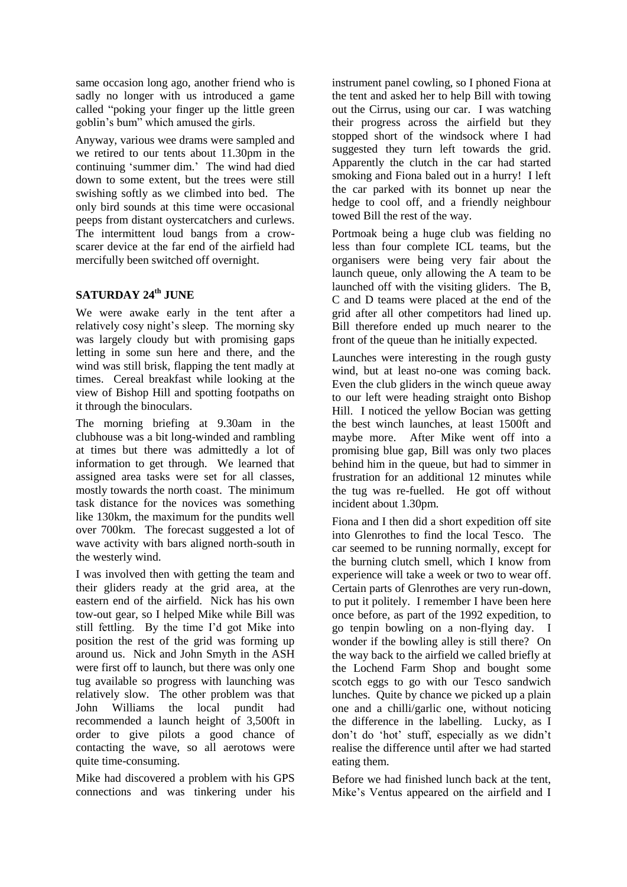same occasion long ago, another friend who is sadly no longer with us introduced a game called "poking your finger up the little green goblin's bum" which amused the girls.

Anyway, various wee drams were sampled and we retired to our tents about 11.30pm in the continuing 'summer dim.' The wind had died down to some extent, but the trees were still swishing softly as we climbed into bed. The only bird sounds at this time were occasional peeps from distant oystercatchers and curlews. The intermittent loud bangs from a crow-scarer device at the far end of the airfield had mercifully been switched off overnight.

## SATURDAY 24th JUNE

We were awake early in the tent after a relatively cosy night's sleep. The morning sky was largely cloudy but with promising gaps letting in some sun here and there, and the wind was still brisk, flapping the tent madly at times. Cereal breakfast while looking at the view of Bishop Hill and spotting footpaths on it through the binoculars.

The morning briefing at 9.30am in the clubhouse was a bit long-winded and rambling at times but there was admittedly a lot of information to get through. We learned that assigned area tasks were set for all classes, mostly towards the north coast. The minimum task distance for the novices was something like 130km, the maximum for the pundits well over 700km. The forecast suggested a lot of wave activity with bars aligned north-south in the westerly wind.

I was involved then with getting the team and their gliders ready at the grid area, at the eastern end of the airfield. Nick has his own tow-out gear, so I helped Mike while Bill was still fettling. By the time I'd got Mike into position the rest of the grid was forming up around us. Nick and John Smyth in the ASH were first off to launch, but there was only one tug available so progress with launching was relatively slow. The other problem was that John Williams the local pundit had recommended a launch height of 3,500ft in order to give pilots a good chance of contacting the wave, so all aerotows were quite time-consuming.

Mike had discovered a problem with his GPS connections and was tinkering under his instrument panel cowling, so I phoned Fiona at the tent and asked her to help Bill with towing out the Cirrus, using our car. I was watching their progress across the airfield but they stopped short of the windsock where I had suggested they turn left towards the grid. Apparently the clutch in the car had started smoking and Fiona baled out in a hurry! I left the car parked with its bonnet up near the hedge to cool off, and a friendly neighbour towed Bill the rest of the way.

Portmoak being a huge club was fielding no less than four complete ICL teams, but the organisers were being very fair about the launch queue, only allowing the A team to be launched off with the visiting gliders. The B, C and D teams were placed at the end of the grid after all other competitors had lined up. Bill therefore ended up much nearer to the front of the queue than he initially expected.

Launches were interesting in the rough gusty wind, but at least no-one was coming back. Even the club gliders in the winch queue away to our left were heading straight onto Bishop Hill. I noticed the yellow Bocian was getting the best winch launches, at least 1500ft and maybe more. After Mike went off into a promising blue gap, Bill was only two places behind him in the queue, but had to simmer in frustration for an additional 12 minutes while the tug was re-fuelled. He got off without incident about 1.30pm.

Fiona and I then did a short expedition off site into Glenrothes to find the local Tesco. The car seemed to be running normally, except for the burning clutch smell, which I know from experience will take a week or two to wear off. Certain parts of Glenrothes are very run-down, to put it politely. I remember I have been here once before, as part of the 1992 expedition, to go tenpin bowling on a non-flying day. I wonder if the bowling alley is still there? On the way back to the airfield we called briefly at the Lochend Farm Shop and bought some scotch eggs to go with our Tesco sandwich lunches. Quite by chance we picked up a plain one and a chilli/garlic one, without noticing the difference in the labelling. Lucky, as I don't do 'hot' stuff, especially as we didn't realise the difference until after we had started eating them.

Before we had finished lunch back at the tent, Mike's Ventus appeared on the airfield and I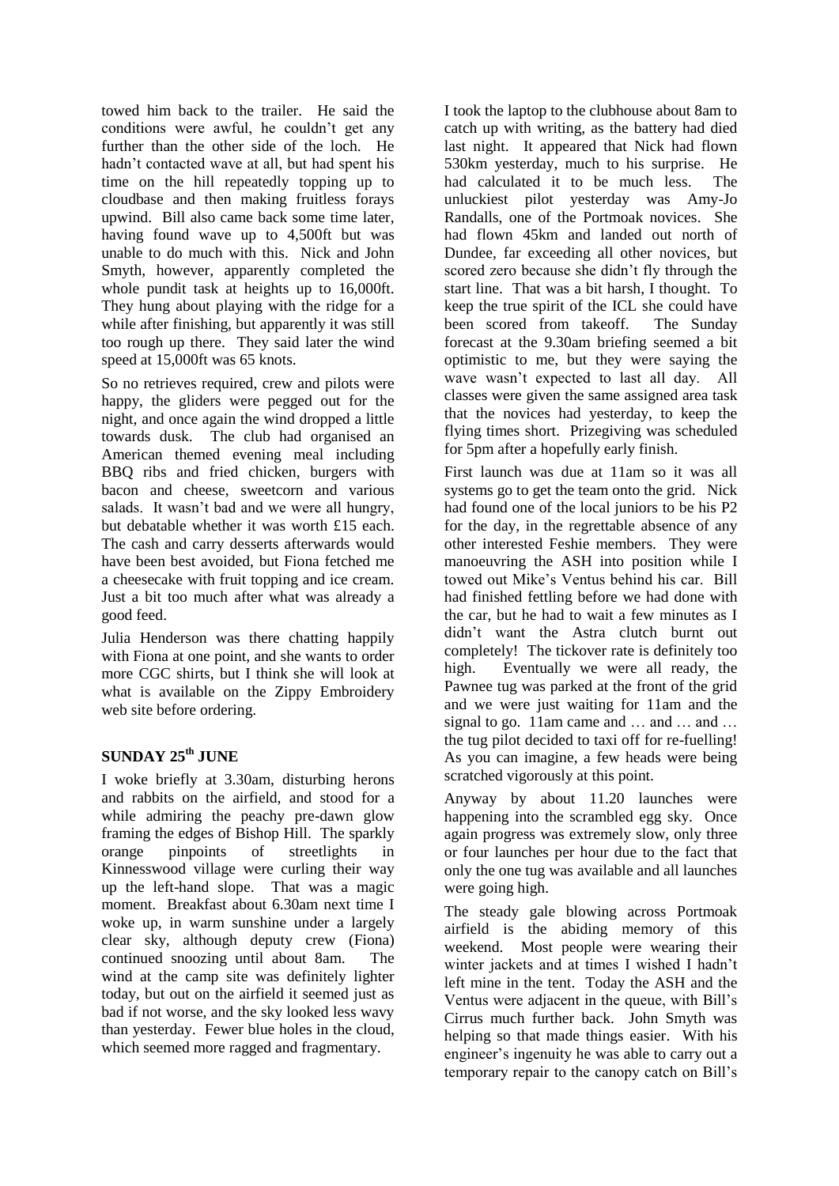towed him back to the trailer. He said the conditions were awful, he couldn't get any further than the other side of the loch. He hadn't contacted wave at all, but had spent his time on the hill repeatedly topping up to cloudbase and then making fruitless forays upwind. Bill also came back some time later, having found wave up to 4,500ft but was unable to do much with this. Nick and John Smyth, however, apparently completed the whole pundit task at heights up to 16,000ft. They hung about playing with the ridge for a while after finishing, but apparently it was still too rough up there. They said later the wind speed at 15,000ft was 65 knots.

So no retrieves required, crew and pilots were happy, the gliders were pegged out for the night, and once again the wind dropped a little towards dusk. The club had organised an American themed evening meal including BBQ ribs and fried chicken, burgers with bacon and cheese, sweetcorn and various salads. It wasn't bad and we were all hungry, but debatable whether it was worth £15 each. The cash and carry desserts afterwards would have been best avoided, but Fiona fetched me a cheesecake with fruit topping and ice cream. Just a bit too much after what was already a good feed.

Julia Henderson was there chatting happily with Fiona at one point, and she wants to order more CGC shirts, but I think she will look at what is available on the Zippy Embroidery web site before ordering.

## SUNDAY 25th JUNE

I woke briefly at 3.30am, disturbing herons and rabbits on the airfield, and stood for a while admiring the peachy pre-dawn glow framing the edges of Bishop Hill. The sparkly orange pinpoints of streetlights in Kinnesswood village were curling their way up the left-hand slope. That was a magic moment. Breakfast about 6.30am next time I woke up, in warm sunshine under a largely clear sky, although deputy crew (Fiona) continued snoozing until about 8am. The wind at the camp site was definitely lighter today, but out on the airfield it seemed just as bad if not worse, and the sky looked less wavy than yesterday. Fewer blue holes in the cloud, which seemed more ragged and fragmentary.

I took the laptop to the clubhouse about 8am to catch up with writing, as the battery had died last night. It appeared that Nick had flown 530km yesterday, much to his surprise. He had calculated it to be much less. The unluckiest pilot yesterday was Amy-Jo Randalls, one of the Portmoak novices. She had flown 45km and landed out north of Dundee, far exceeding all other novices, but scored zero because she didn't fly through the start line. That was a bit harsh, I thought. To keep the true spirit of the ICL she could have been scored from takeoff. The Sunday forecast at the 9.30am briefing seemed a bit optimistic to me, but they were saying the wave wasn't expected to last all day. All classes were given the same assigned area task that the novices had yesterday, to keep the flying times short. Prizegiving was scheduled for 5pm after a hopefully early finish.

First launch was due at 11am so it was all systems go to get the team onto the grid. Nick had found one of the local juniors to be his P2 for the day, in the regrettable absence of any other interested Feshie members. They were manoeuvring the ASH into position while I towed out Mike's Ventus behind his car. Bill had finished fettling before we had done with the car, but he had to wait a few minutes as I didn't want the Astra clutch burnt out completely! The tickover rate is definitely too high. Eventually we were all ready, the Pawnee tug was parked at the front of the grid and we were just waiting for 11am and the signal to go. 11am came and … and … and … the tug pilot decided to taxi off for re-fuelling! As you can imagine, a few heads were being scratched vigorously at this point.

Anyway by about 11.20 launches were happening into the scrambled egg sky. Once again progress was extremely slow, only three or four launches per hour due to the fact that only the one tug was available and all launches were going high.

The steady gale blowing across Portmoak airfield is the abiding memory of this weekend. Most people were wearing their winter jackets and at times I wished I hadn't left mine in the tent. Today the ASH and the Ventus were adjacent in the queue, with Bill's Cirrus much further back. John Smyth was helping so that made things easier. With his engineer's ingenuity he was able to carry out a temporary repair to the canopy catch on Bill's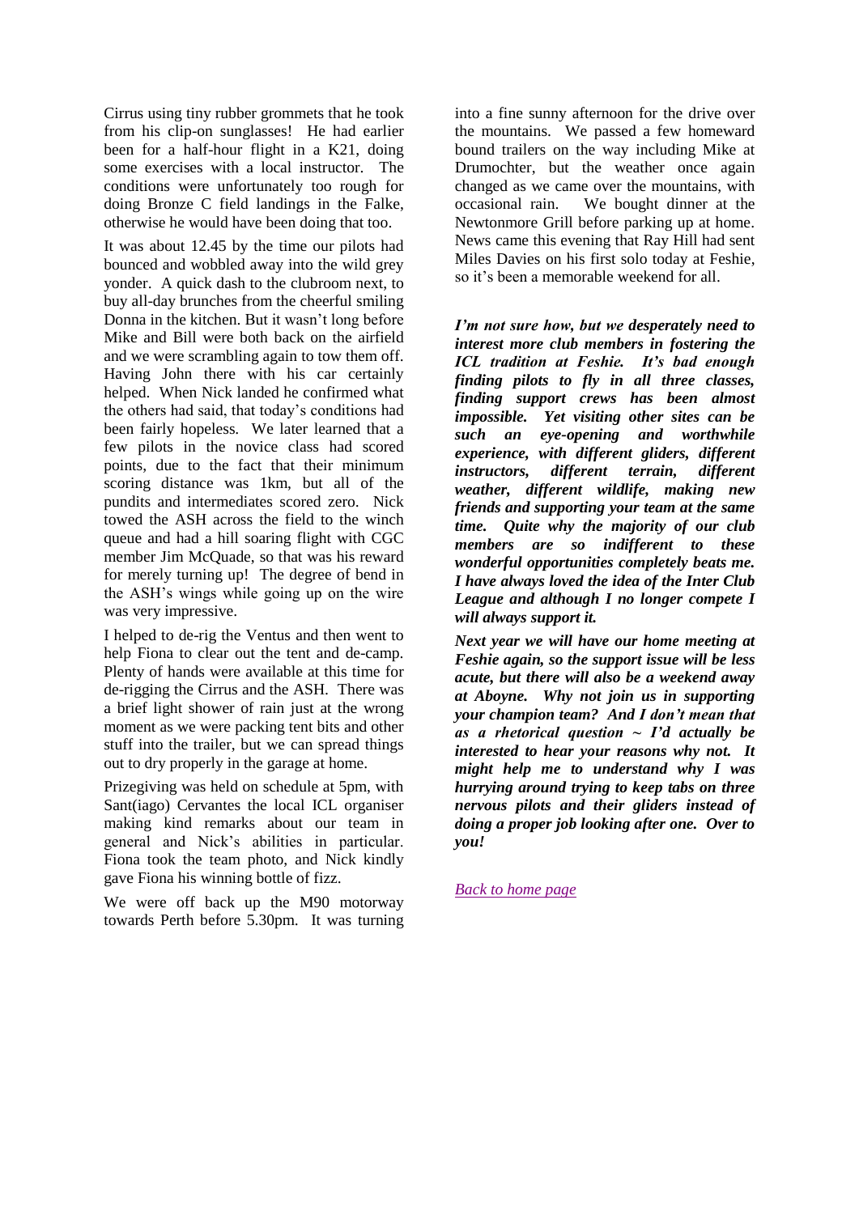Cirrus using tiny rubber grommets that he took from his clip-on sunglasses! He had earlier been for a half-hour flight in a K21, doing some exercises with a local instructor. The conditions were unfortunately too rough for doing Bronze C field landings in the Falke, otherwise he would have been doing that too.

It was about 12.45 by the time our pilots had bounced and wobbled away into the wild grey yonder. A quick dash to the clubroom next, to buy all-day brunches from the cheerful smiling Donna in the kitchen. But it wasn't long before Mike and Bill were both back on the airfield and we were scrambling again to tow them off. Having John there with his car certainly helped. When Nick landed he confirmed what the others had said, that today's conditions had been fairly hopeless. We later learned that a few pilots in the novice class had scored points, due to the fact that their minimum scoring distance was 1km, but all of the pundits and intermediates scored zero. Nick towed the ASH across the field to the winch queue and had a hill soaring flight with CGC member Jim McQuade, so that was his reward for merely turning up! The degree of bend in the ASH's wings while going up on the wire was very impressive.

I helped to de-rig the Ventus and then went to help Fiona to clear out the tent and de-camp. Plenty of hands were available at this time for de-rigging the Cirrus and the ASH. There was a brief light shower of rain just at the wrong moment as we were packing tent bits and other stuff into the trailer, but we can spread things out to dry properly in the garage at home.

Prizegiving was held on schedule at 5pm, with Sant(iago) Cervantes the local ICL organiser making kind remarks about our team in general and Nick's abilities in particular. Fiona took the team photo, and Nick kindly gave Fiona his winning bottle of fizz.

We were off back up the M90 motorway towards Perth before 5.30pm. It was turning into a fine sunny afternoon for the drive over the mountains. We passed a few homeward bound trailers on the way including Mike at Drumochter, but the weather once again changed as we came over the mountains, with occasional rain. We bought dinner at the Newtonmore Grill before parking up at home. News came this evening that Ray Hill had sent Miles Davies on his first solo today at Feshie, so it's been a memorable weekend for all.

***I'm not sure how, but we desperately need to interest more club members in fostering the ICL tradition at Feshie. It's bad enough finding pilots to fly in all three classes, finding support crews has been almost impossible. Yet visiting other sites can be such an eye-opening and worthwhile experience, with different gliders, different instructors, different terrain, different weather, different wildlife, making new friends and supporting your team at the same time. Quite why the majority of our club members are so indifferent to these wonderful opportunities completely beats me. I have always loved the idea of the Inter Club League and although I no longer compete I will always support it.***

***Next year we will have our home meeting at Feshie again, so the support issue will be less acute, but there will also be a weekend away at Aboyne. Why not join us in supporting your champion team? And I don't mean that as a rhetorical question ~ I'd actually be interested to hear your reasons why not. It might help me to understand why I was hurrying around trying to keep tabs on three nervous pilots and their gliders instead of doing a proper job looking after one. Over to you!***

[Back to home page]